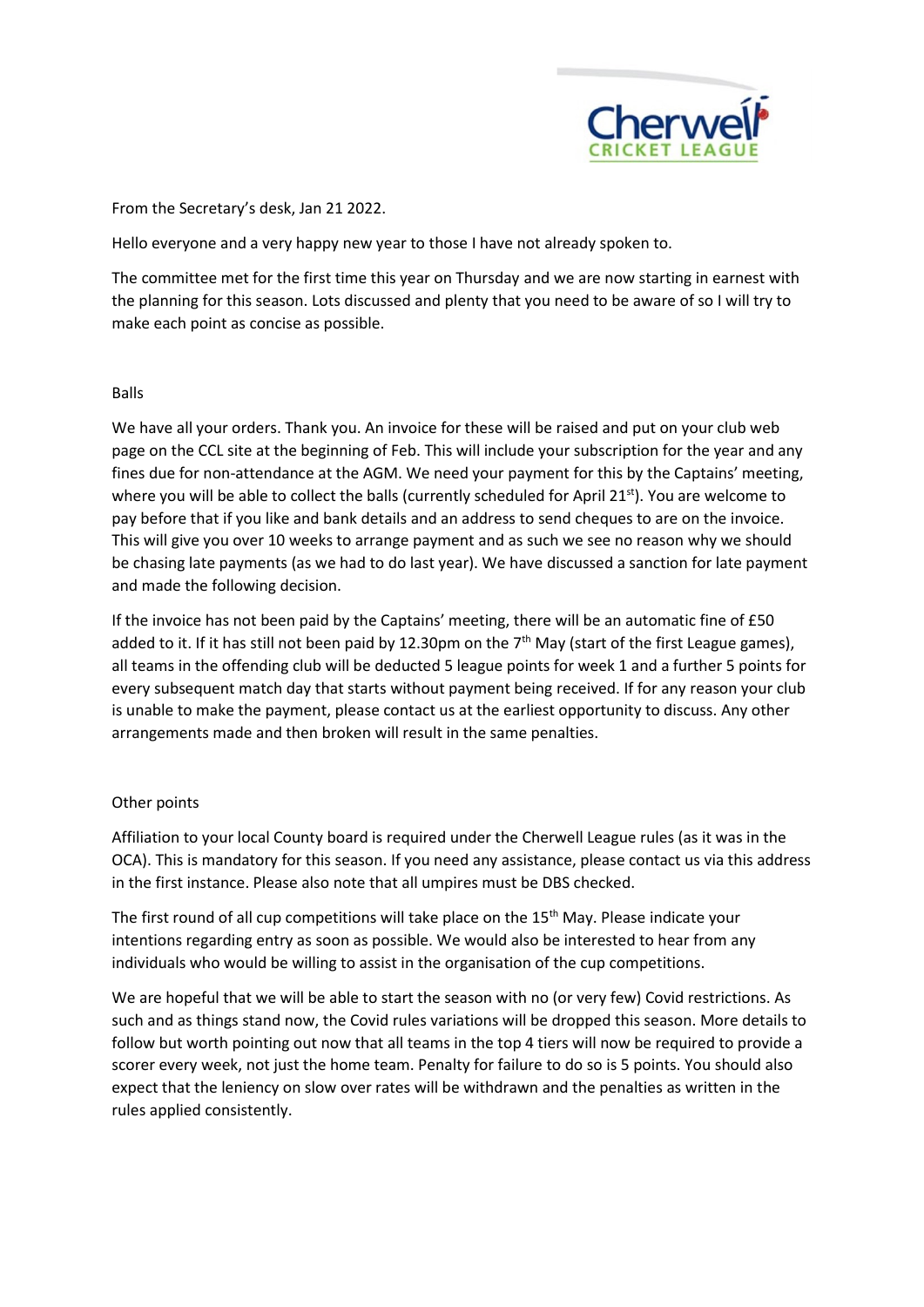From the Secretary's desk, Jan 21 2022.

Hello everyone and a very happy new year to those I have not already spoken to.

The committee met for the first time this year on Thursday and we are now starting in earnest with the planning for this season. Lots discussed and plenty that you need to be aware of so I will try to make each point as concise as possible.

## Balls

We have all your orders. Thank you. An invoice for these will be raised and put on your club web page on the CCL site at the beginning of Feb. This will include your subscription for the year and any fines due for non-attendance at the AGM. We need your payment for this by the Captains' meeting, where you will be able to collect the balls (currently scheduled for April 21st). You are welcome to pay before that if you like and bank details and an address to send cheques to are on the invoice. This will give you over 10 weeks to arrange payment and as such we see no reason why we should be chasing late payments (as we had to do last year). We have discussed a sanction for late payment and made the following decision.

If the invoice has not been paid by the Captains' meeting, there will be an automatic fine of £50 added to it. If it has still not been paid by 12.30pm on the 7th May (start of the first League games), all teams in the offending club will be deducted 5 league points for week 1 and a further 5 points for every subsequent match day that starts without payment being received. If for any reason your club is unable to make the payment, please contact us at the earliest opportunity to discuss. Any other arrangements made and then broken will result in the same penalties.

## Other points

Affiliation to your local County board is required under the Cherwell League rules (as it was in the OCA). This is mandatory for this season. If you need any assistance, please contact us via this address in the first instance. Please also note that all umpires must be DBS checked.

The first round of all cup competitions will take place on the 15th May. Please indicate your intentions regarding entry as soon as possible. We would also be interested to hear from any individuals who would be willing to assist in the organisation of the cup competitions.

We are hopeful that we will be able to start the season with no (or very few) Covid restrictions. As such and as things stand now, the Covid rules variations will be dropped this season. More details to follow but worth pointing out now that all teams in the top 4 tiers will now be required to provide a scorer every week, not just the home team. Penalty for failure to do so is 5 points. You should also expect that the leniency on slow over rates will be withdrawn and the penalties as written in the rules applied consistently.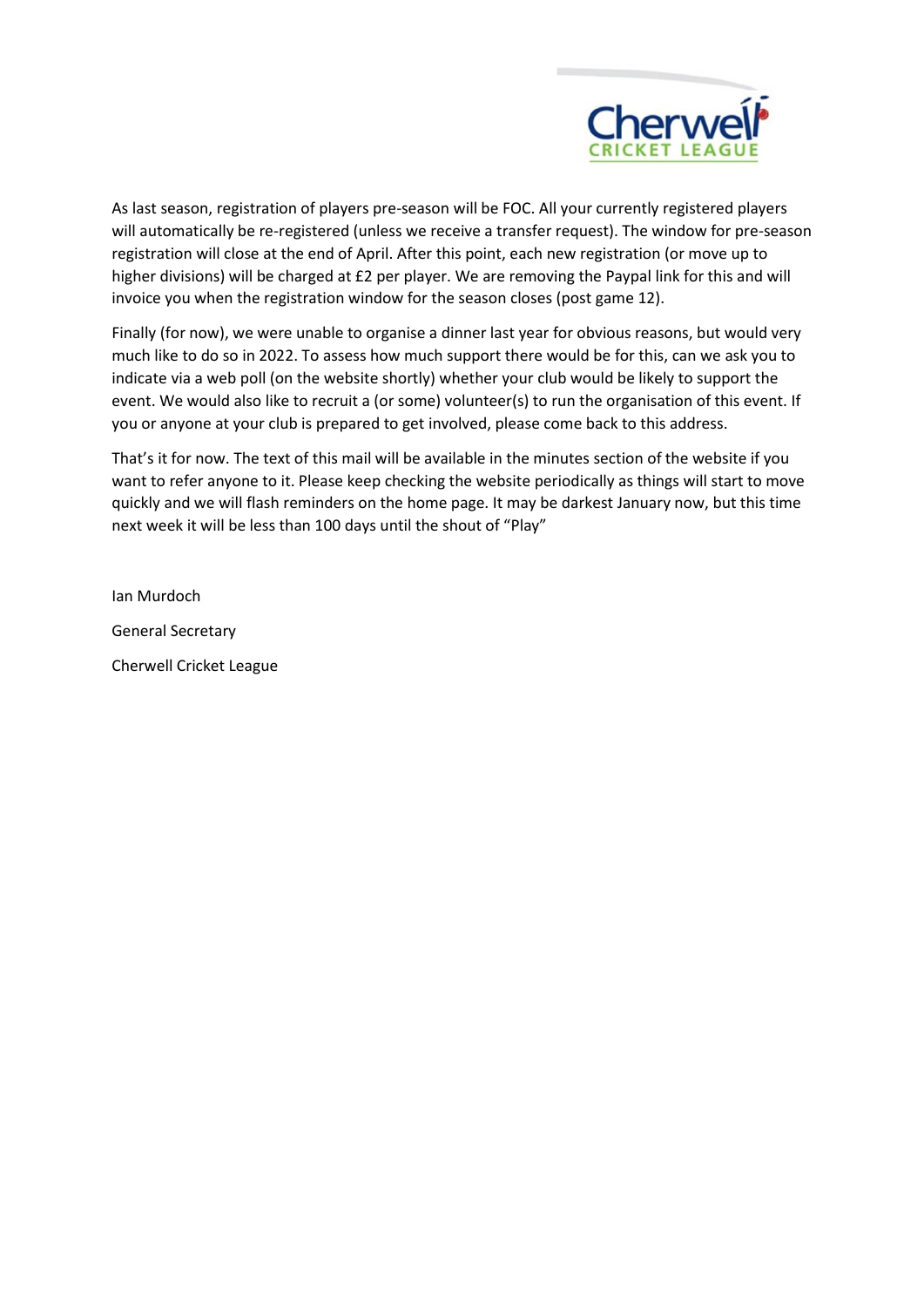As last season, registration of players pre-season will be FOC. All your currently registered players will automatically be re-registered (unless we receive a transfer request). The window for pre-season registration will close at the end of April. After this point, each new registration (or move up to higher divisions) will be charged at £2 per player. We are removing the Paypal link for this and will invoice you when the registration window for the season closes (post game 12).

Finally (for now), we were unable to organise a dinner last year for obvious reasons, but would very much like to do so in 2022. To assess how much support there would be for this, can we ask you to indicate via a web poll (on the website shortly) whether your club would be likely to support the event. We would also like to recruit a (or some) volunteer(s) to run the organisation of this event. If you or anyone at your club is prepared to get involved, please come back to this address.

That's it for now. The text of this mail will be available in the minutes section of the website if you want to refer anyone to it. Please keep checking the website periodically as things will start to move quickly and we will flash reminders on the home page. It may be darkest January now, but this time next week it will be less than 100 days until the shout of "Play"

Ian Murdoch

General Secretary

Cherwell Cricket League